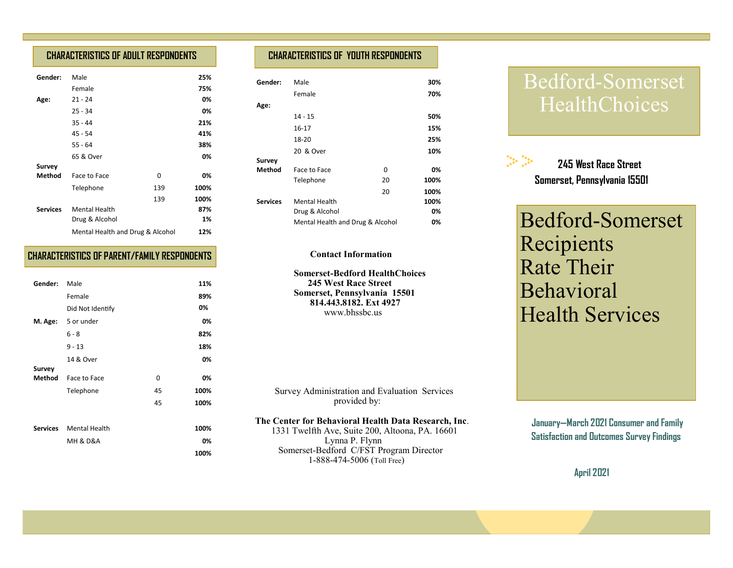## CHARACTERISTICS OF ADULT RESPONDENTS

| | | | |
|---|---|---|---|
| **Gender:** | Male | | **25%** |
| | Female | | **75%** |
| **Age:** | 21 - 24 | | **0%** |
| | 25 - 34 | | **0%** |
| | 35 - 44 | | **21%** |
| | 45 - 54 | | **41%** |
| | 55 - 64 | | **38%** |
| | 65 & Over | | **0%** |
| **Survey Method** | Face to Face | 0 | **0%** |
| | Telephone | 139 | **100%** |
| | | 139 | **100%** |
| **Services** | Mental Health | | **87%** |
| | Drug & Alcohol | | **1%** |
| | Mental Health and Drug & Alcohol | | **12%** |

## CHARACTERISTICS OF PARENT/FAMILY RESPONDENTS

| | | | |
|---|---|---|---|
| **Gender:** | Male | | **11%** |
| | Female | | **89%** |
| | Did Not Identify | | **0%** |
| **M. Age:** | 5 or under | | **0%** |
| | 6 - 8 | | **82%** |
| | 9 - 13 | | **18%** |
| | 14 & Over | | **0%** |
| **Survey Method** | Face to Face | 0 | **0%** |
| | Telephone | 45 | **100%** |
| | | 45 | **100%** |
| **Services** | Mental Health | | **100%** |
| | MH & D&A | | **0%** |
| | | | **100%** |

## CHARACTERISTICS OF YOUTH RESPONDENTS

| | | | |
|---|---|---|---|
| **Gender:** | Male | | **30%** |
| | Female | | **70%** |
| **Age:** | | | |
| | 14 - 15 | | **50%** |
| | 16-17 | | **15%** |
| | 18-20 | | **25%** |
| | 20 & Over | | **10%** |
| **Survey Method** | Face to Face | 0 | **0%** |
| | Telephone | 20 | **100%** |
| | | 20 | **100%** |
| **Services** | Mental Health | | **100%** |
| | Drug & Alcohol | | **0%** |
| | Mental Health and Drug & Alcohol | | **0%** |

**Contact Information**

**Somerset-Bedford HealthChoices**
**245 West Race Street**
**Somerset, Pennsylvania 15501**
**814.443.8182. Ext 4927**
www.bhssbc.us

Survey Administration and Evaluation Services provided by:

**The Center for Behavioral Health Data Research, Inc**.
1331 Twelfth Ave, Suite 200, Altoona, PA. 16601
Lynna P. Flynn
Somerset-Bedford C/FST Program Director
1-888-474-5006 (Toll Free)

# Bedford-Somerset HealthChoices

**245 West Race Street**
**Somerset, Pennsylvania 15501**

# Bedford-Somerset Recipients Rate Their Behavioral Health Services

**January—March 2021 Consumer and Family Satisfaction and Outcomes Survey Findings**

**April 2021**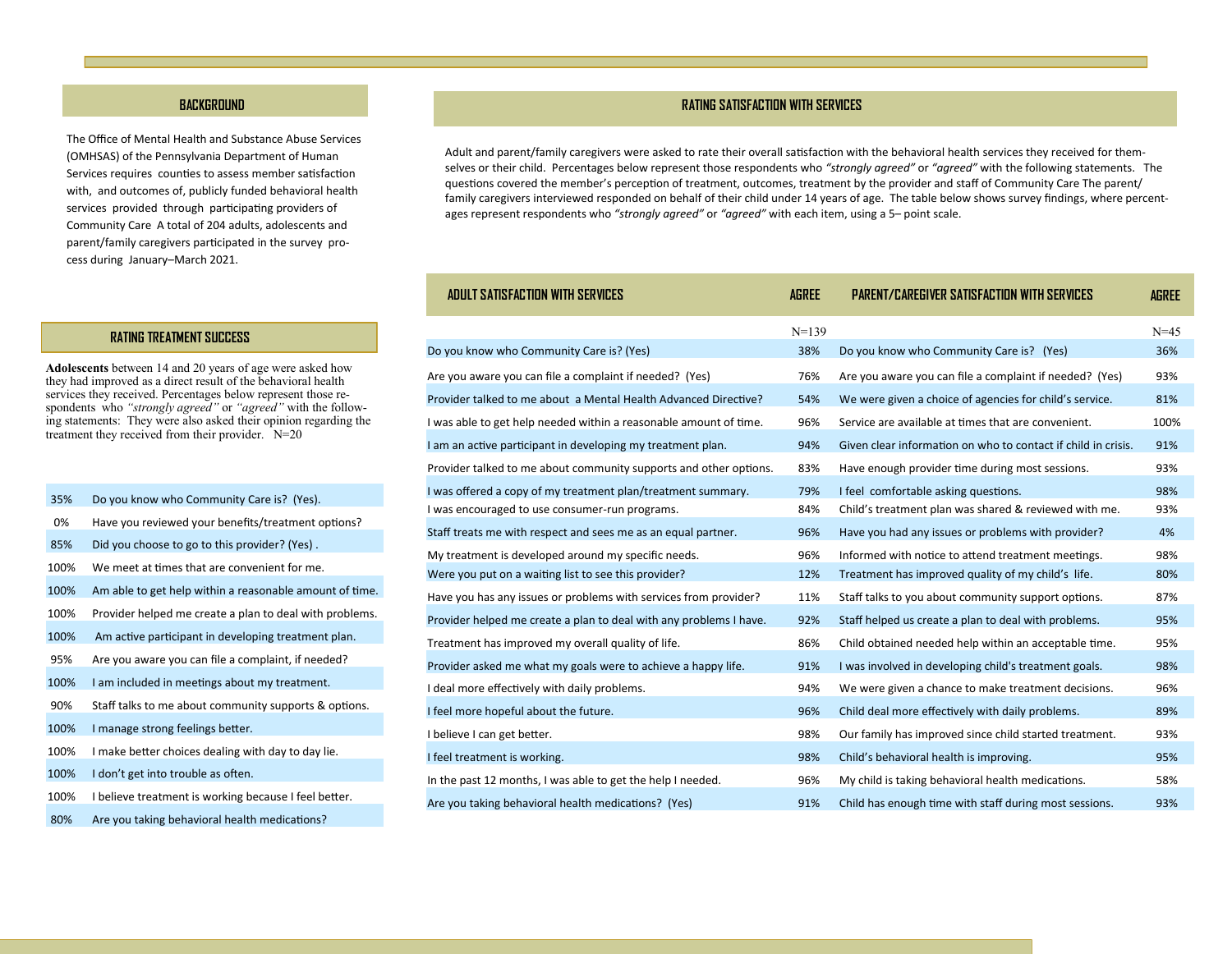## BACKGROUND

The Office of Mental Health and Substance Abuse Services (OMHSAS) of the Pennsylvania Department of Human Services requires counties to assess member satisfaction with, and outcomes of, publicly funded behavioral health services provided through participating providers of Community Care A total of 204 adults, adolescents and parent/family caregivers participated in the survey process during January–March 2021.

## RATING TREATMENT SUCCESS

**Adolescents** between 14 and 20 years of age were asked how they had improved as a direct result of the behavioral health services they received. Percentages below represent those respondents who *"strongly agreed"* or *"agreed"* with the following statements: They were also asked their opinion regarding the treatment they received from their provider. N=20

| | |
|---|---|
| 35% | Do you know who Community Care is? (Yes). |
| 0% | Have you reviewed your benefits/treatment options? |
| 85% | Did you choose to go to this provider? (Yes) . |
| 100% | We meet at times that are convenient for me. |
| 100% | Am able to get help within a reasonable amount of time. |
| 100% | Provider helped me create a plan to deal with problems. |
| 100% | Am active participant in developing treatment plan. |
| 95% | Are you aware you can file a complaint, if needed? |
| 100% | I am included in meetings about my treatment. |
| 90% | Staff talks to me about community supports & options. |
| 100% | I manage strong feelings better. |
| 100% | I make better choices dealing with day to day lie. |
| 100% | I don't get into trouble as often. |
| 100% | I believe treatment is working because I feel better. |
| 80% | Are you taking behavioral health medications? |

## RATING SATISFACTION WITH SERVICES

Adult and parent/family caregivers were asked to rate their overall satisfaction with the behavioral health services they received for themselves or their child. Percentages below represent those respondents who *"strongly agreed"* or *"agreed"* with the following statements. The questions covered the member's perception of treatment, outcomes, treatment by the provider and staff of Community Care The parent/ family caregivers interviewed responded on behalf of their child under 14 years of age. The table below shows survey findings, where percentages represent respondents who *"strongly agreed"* or *"agreed"* with each item, using a 5– point scale.

| ADULT SATISFACTION WITH SERVICES | AGREE | PARENT/CAREGIVER SATISFACTION WITH SERVICES | AGREE |
|---|---|---|---|
| | N=139 | | N=45 |
| Do you know who Community Care is? (Yes) | 38% | Do you know who Community Care is? (Yes) | 36% |
| Are you aware you can file a complaint if needed? (Yes) | 76% | Are you aware you can file a complaint if needed? (Yes) | 93% |
| Provider talked to me about a Mental Health Advanced Directive? | 54% | We were given a choice of agencies for child's service. | 81% |
| I was able to get help needed within a reasonable amount of time. | 96% | Service are available at times that are convenient. | 100% |
| I am an active participant in developing my treatment plan. | 94% | Given clear information on who to contact if child in crisis. | 91% |
| Provider talked to me about community supports and other options. | 83% | Have enough provider time during most sessions. | 93% |
| I was offered a copy of my treatment plan/treatment summary. | 79% | I feel comfortable asking questions. | 98% |
| I was encouraged to use consumer-run programs. | 84% | Child's treatment plan was shared & reviewed with me. | 93% |
| Staff treats me with respect and sees me as an equal partner. | 96% | Have you had any issues or problems with provider? | 4% |
| My treatment is developed around my specific needs. | 96% | Informed with notice to attend treatment meetings. | 98% |
| Were you put on a waiting list to see this provider? | 12% | Treatment has improved quality of my child's life. | 80% |
| Have you has any issues or problems with services from provider? | 11% | Staff talks to you about community support options. | 87% |
| Provider helped me create a plan to deal with any problems I have. | 92% | Staff helped us create a plan to deal with problems. | 95% |
| Treatment has improved my overall quality of life. | 86% | Child obtained needed help within an acceptable time. | 95% |
| Provider asked me what my goals were to achieve a happy life. | 91% | I was involved in developing child's treatment goals. | 98% |
| I deal more effectively with daily problems. | 94% | We were given a chance to make treatment decisions. | 96% |
| I feel more hopeful about the future. | 96% | Child deal more effectively with daily problems. | 89% |
| I believe I can get better. | 98% | Our family has improved since child started treatment. | 93% |
| I feel treatment is working. | 98% | Child's behavioral health is improving. | 95% |
| In the past 12 months, I was able to get the help I needed. | 96% | My child is taking behavioral health medications. | 58% |
| Are you taking behavioral health medications? (Yes) | 91% | Child has enough time with staff during most sessions. | 93% |